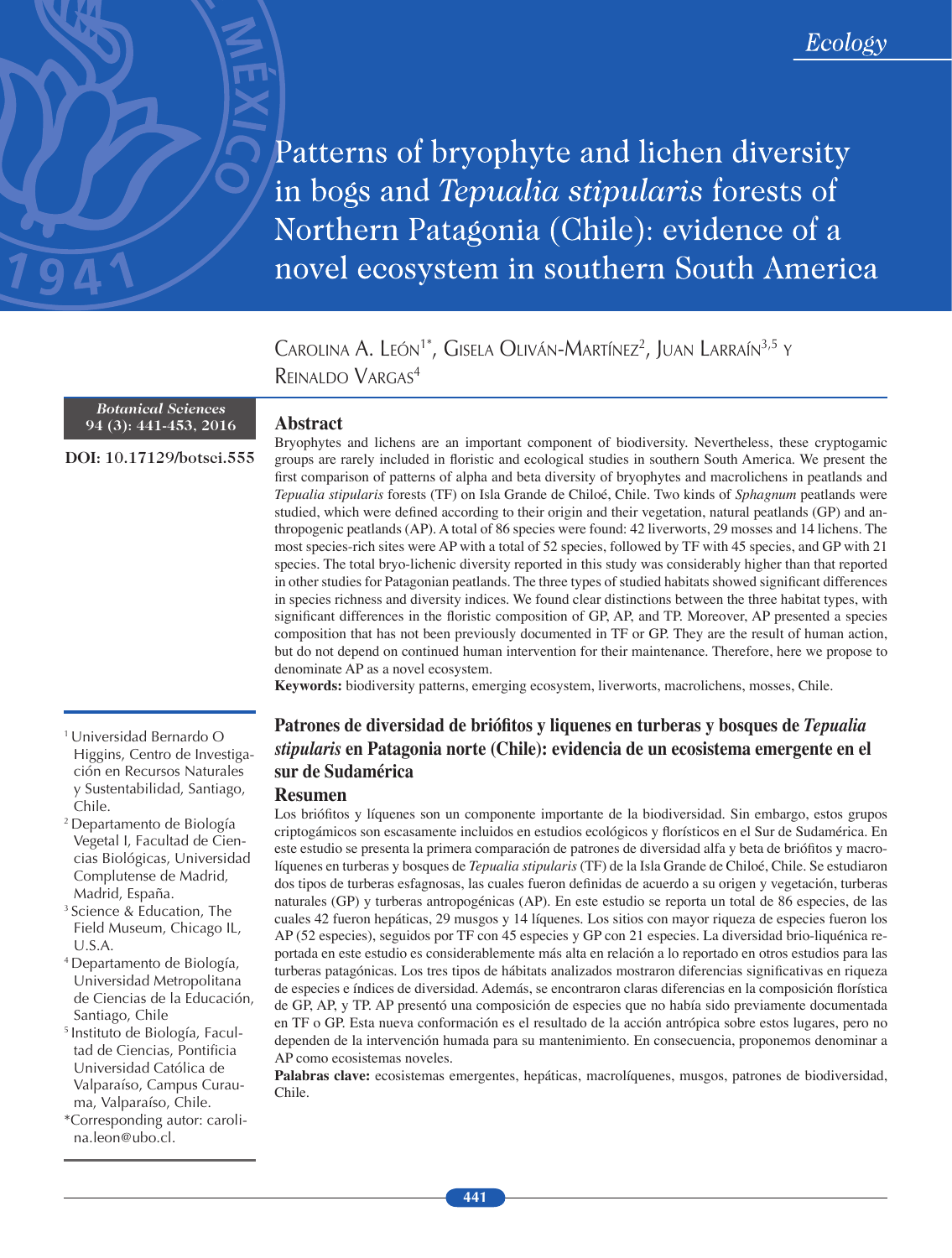Ecology

# Patterns of bryophyte and lichen diversity in bogs and *Tepualia stipularis* forests of Northern Patagonia (Chile): evidence of a novel ecosystem in southern South America

Carolina A. León[1*], Gisela Oliván-Martínez[2], Juan Larraín[3,5] y Reinaldo Vargas[4]

***Botanical Sciences***
**94 (3): 441-453, 2016**

**DOI: 10.17129/botsci.555**

## Abstract

Bryophytes and lichens are an important component of biodiversity. Nevertheless, these cryptogamic groups are rarely included in floristic and ecological studies in southern South America. We present the first comparison of patterns of alpha and beta diversity of bryophytes and macrolichens in peatlands and *Tepualia stipularis* forests (TF) on Isla Grande de Chiloé, Chile. Two kinds of *Sphagnum* peatlands were studied, which were defined according to their origin and their vegetation, natural peatlands (GP) and anthropogenic peatlands (AP). A total of 86 species were found: 42 liverworts, 29 mosses and 14 lichens. The most species-rich sites were AP with a total of 52 species, followed by TF with 45 species, and GP with 21 species. The total bryo-lichenic diversity reported in this study was considerably higher than that reported in other studies for Patagonian peatlands. The three types of studied habitats showed significant differences in species richness and diversity indices. We found clear distinctions between the three habitat types, with significant differences in the floristic composition of GP, AP, and TP. Moreover, AP presented a species composition that has not been previously documented in TF or GP. They are the result of human action, but do not depend on continued human intervention for their maintenance. Therefore, here we propose to denominate AP as a novel ecosystem.

**Keywords:** biodiversity patterns, emerging ecosystem, liverworts, macrolichens, mosses, Chile.

## Patrones de diversidad de briófitos y liquenes en turberas y bosques de *Tepualia stipularis* en Patagonia norte (Chile): evidencia de un ecosistema emergente en el sur de Sudamérica

## Resumen

Los briófitos y líquenes son un componente importante de la biodiversidad. Sin embargo, estos grupos criptogámicos son escasamente incluidos en estudios ecológicos y florísticos en el Sur de Sudamérica. En este estudio se presenta la primera comparación de patrones de diversidad alfa y beta de briófitos y macrolíquenes en turberas y bosques de *Tepualia stipularis* (TF) de la Isla Grande de Chiloé, Chile. Se estudiaron dos tipos de turberas esfagnosas, las cuales fueron definidas de acuerdo a su origen y vegetación, turberas naturales (GP) y turberas antropogénicas (AP). En este estudio se reporta un total de 86 especies, de las cuales 42 fueron hepáticas, 29 musgos y 14 líquenes. Los sitios con mayor riqueza de especies fueron los AP (52 especies), seguidos por TF con 45 especies y GP con 21 especies. La diversidad brio-liquénica reportada en este estudio es considerablemente más alta en relación a lo reportado en otros estudios para las turberas patagónicas. Los tres tipos de hábitats analizados mostraron diferencias significativas en riqueza de especies e índices de diversidad. Además, se encontraron claras diferencias en la composición florística de GP, AP, y TP. AP presentó una composición de especies que no había sido previamente documentada en TF o GP. Esta nueva conformación es el resultado de la acción antrópica sobre estos lugares, pero no dependen de la intervención humada para su mantenimiento. En consecuencia, proponemos denominar a AP como ecosistemas noveles.

**Palabras clave:** ecosistemas emergentes, hepáticas, macrolíquenes, musgos, patrones de biodiversidad, Chile.

---

[1] Universidad Bernardo O Higgins, Centro de Investigación en Recursos Naturales y Sustentabilidad, Santiago, Chile.

[2] Departamento de Biología Vegetal I, Facultad de Ciencias Biológicas, Universidad Complutense de Madrid, Madrid, España.

[3] Science & Education, The Field Museum, Chicago IL, U.S.A.

[4] Departamento de Biología, Universidad Metropolitana de Ciencias de la Educación, Santiago, Chile

[5] Instituto de Biología, Facultad de Ciencias, Pontificia Universidad Católica de Valparaíso, Campus Curauma, Valparaíso, Chile.

*Corresponding autor: carolina.leon@ubo.cl.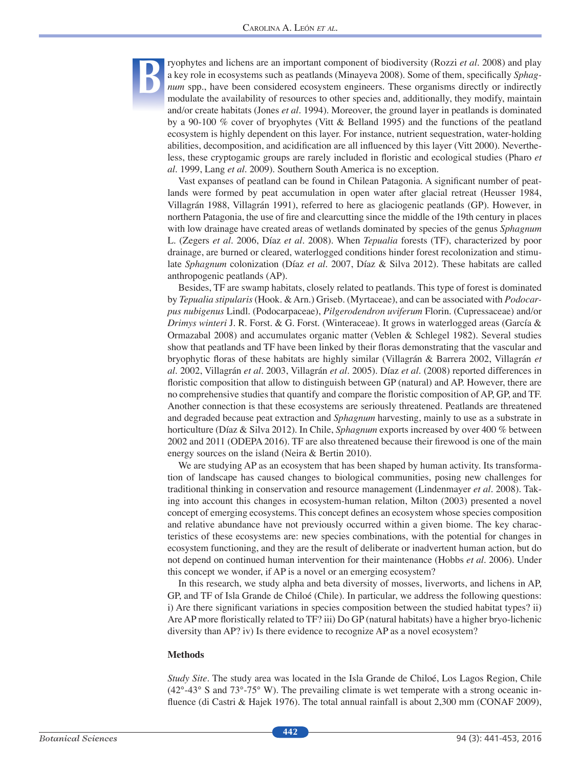Bryophytes and lichens are an important component of biodiversity (Rozzi *et al*. 2008) and play a key role in ecosystems such as peatlands (Minayeva 2008). Some of them, specifically *Sphagnum* spp., have been considered ecosystem engineers. These organisms directly or indirectly modulate the availability of resources to other species and, additionally, they modify, maintain and/or create habitats (Jones *et al*. 1994). Moreover, the ground layer in peatlands is dominated by a 90-100 % cover of bryophytes (Vitt & Belland 1995) and the functions of the peatland ecosystem is highly dependent on this layer. For instance, nutrient sequestration, water-holding abilities, decomposition, and acidification are all influenced by this layer (Vitt 2000). Nevertheless, these cryptogamic groups are rarely included in floristic and ecological studies (Pharo *et al*. 1999, Lang *et al*. 2009). Southern South America is no exception.

Vast expanses of peatland can be found in Chilean Patagonia. A significant number of peatlands were formed by peat accumulation in open water after glacial retreat (Heusser 1984, Villagrán 1988, Villagrán 1991), referred to here as glaciogenic peatlands (GP). However, in northern Patagonia, the use of fire and clearcutting since the middle of the 19th century in places with low drainage have created areas of wetlands dominated by species of the genus *Sphagnum* L. (Zegers *et al*. 2006, Díaz *et al*. 2008). When *Tepualia* forests (TF), characterized by poor drainage, are burned or cleared, waterlogged conditions hinder forest recolonization and stimulate *Sphagnum* colonization (Díaz *et al*. 2007, Díaz & Silva 2012). These habitats are called anthropogenic peatlands (AP).

Besides, TF are swamp habitats, closely related to peatlands. This type of forest is dominated by *Tepualia stipularis* (Hook. & Arn.) Griseb. (Myrtaceae), and can be associated with *Podocarpus nubigenus* Lindl. (Podocarpaceae), *Pilgerodendron uviferum* Florin. (Cupressaceae) and/or *Drimys winteri* J. R. Forst. & G. Forst. (Winteraceae). It grows in waterlogged areas (García & Ormazabal 2008) and accumulates organic matter (Veblen & Schlegel 1982). Several studies show that peatlands and TF have been linked by their floras demonstrating that the vascular and bryophytic floras of these habitats are highly similar (Villagrán & Barrera 2002, Villagrán *et al*. 2002, Villagrán *et al*. 2003, Villagrán *et al*. 2005). Díaz *et al*. (2008) reported differences in floristic composition that allow to distinguish between GP (natural) and AP. However, there are no comprehensive studies that quantify and compare the floristic composition of AP, GP, and TF. Another connection is that these ecosystems are seriously threatened. Peatlands are threatened and degraded because peat extraction and *Sphagnum* harvesting, mainly to use as a substrate in horticulture (Díaz & Silva 2012). In Chile, *Sphagnum* exports increased by over 400 % between 2002 and 2011 (ODEPA 2016). TF are also threatened because their firewood is one of the main energy sources on the island (Neira & Bertin 2010).

We are studying AP as an ecosystem that has been shaped by human activity. Its transformation of landscape has caused changes to biological communities, posing new challenges for traditional thinking in conservation and resource management (Lindenmayer *et al*. 2008). Taking into account this changes in ecosystem-human relation, Milton (2003) presented a novel concept of emerging ecosystems. This concept defines an ecosystem whose species composition and relative abundance have not previously occurred within a given biome. The key characteristics of these ecosystems are: new species combinations, with the potential for changes in ecosystem functioning, and they are the result of deliberate or inadvertent human action, but do not depend on continued human intervention for their maintenance (Hobbs *et al*. 2006). Under this concept we wonder, if AP is a novel or an emerging ecosystem?

In this research, we study alpha and beta diversity of mosses, liverworts, and lichens in AP, GP, and TF of Isla Grande de Chiloé (Chile). In particular, we address the following questions: i) Are there significant variations in species composition between the studied habitat types? ii) Are AP more floristically related to TF? iii) Do GP (natural habitats) have a higher bryo-lichenic diversity than AP? iv) Is there evidence to recognize AP as a novel ecosystem?

## Methods

*Study Site*. The study area was located in the Isla Grande de Chiloé, Los Lagos Region, Chile (42°-43° S and 73°-75° W). The prevailing climate is wet temperate with a strong oceanic influence (di Castri & Hajek 1976). The total annual rainfall is about 2,300 mm (CONAF 2009),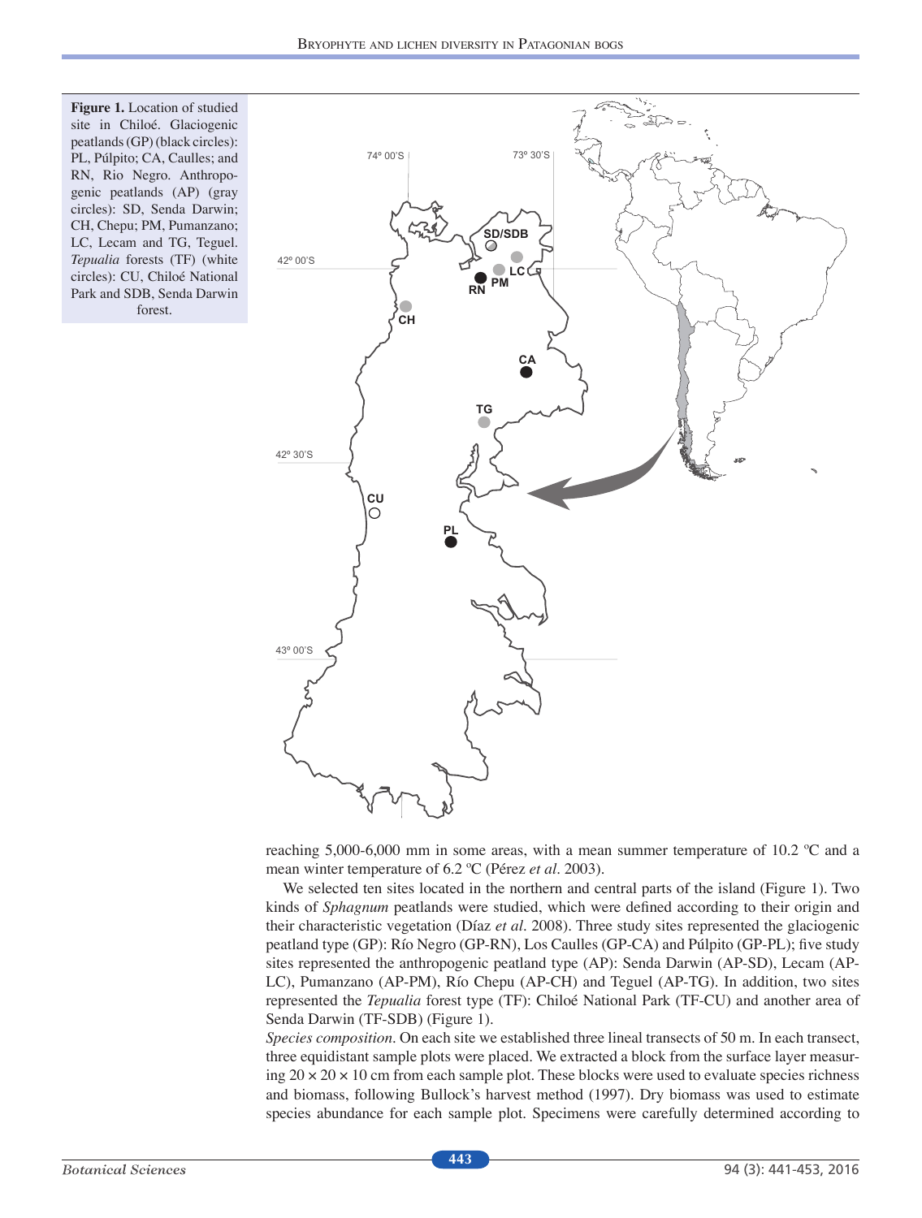**Figure 1.** Location of studied site in Chiloé. Glaciogenic peatlands (GP) (black circles): PL, Púlpito; CA, Caulles; and RN, Rio Negro. Anthropogenic peatlands (AP) (gray circles): SD, Senda Darwin; CH, Chepu; PM, Pumanzano; LC, Lecam and TG, Teguel. *Tepualia* forests (TF) (white circles): CU, Chiloé National Park and SDB, Senda Darwin forest.

reaching 5,000-6,000 mm in some areas, with a mean summer temperature of 10.2 ºC and a mean winter temperature of 6.2 ºC (Pérez *et al*. 2003).

We selected ten sites located in the northern and central parts of the island (Figure 1). Two kinds of *Sphagnum* peatlands were studied, which were defined according to their origin and their characteristic vegetation (Díaz *et al*. 2008). Three study sites represented the glaciogenic peatland type (GP): Río Negro (GP-RN), Los Caulles (GP-CA) and Púlpito (GP-PL); five study sites represented the anthropogenic peatland type (AP): Senda Darwin (AP-SD), Lecam (AP-LC), Pumanzano (AP-PM), Río Chepu (AP-CH) and Teguel (AP-TG). In addition, two sites represented the *Tepualia* forest type (TF): Chiloé National Park (TF-CU) and another area of Senda Darwin (TF-SDB) (Figure 1).

*Species composition*. On each site we established three lineal transects of 50 m. In each transect, three equidistant sample plots were placed. We extracted a block from the surface layer measuring 20 × 20 × 10 cm from each sample plot. These blocks were used to evaluate species richness and biomass, following Bullock's harvest method (1997). Dry biomass was used to estimate species abundance for each sample plot. Specimens were carefully determined according to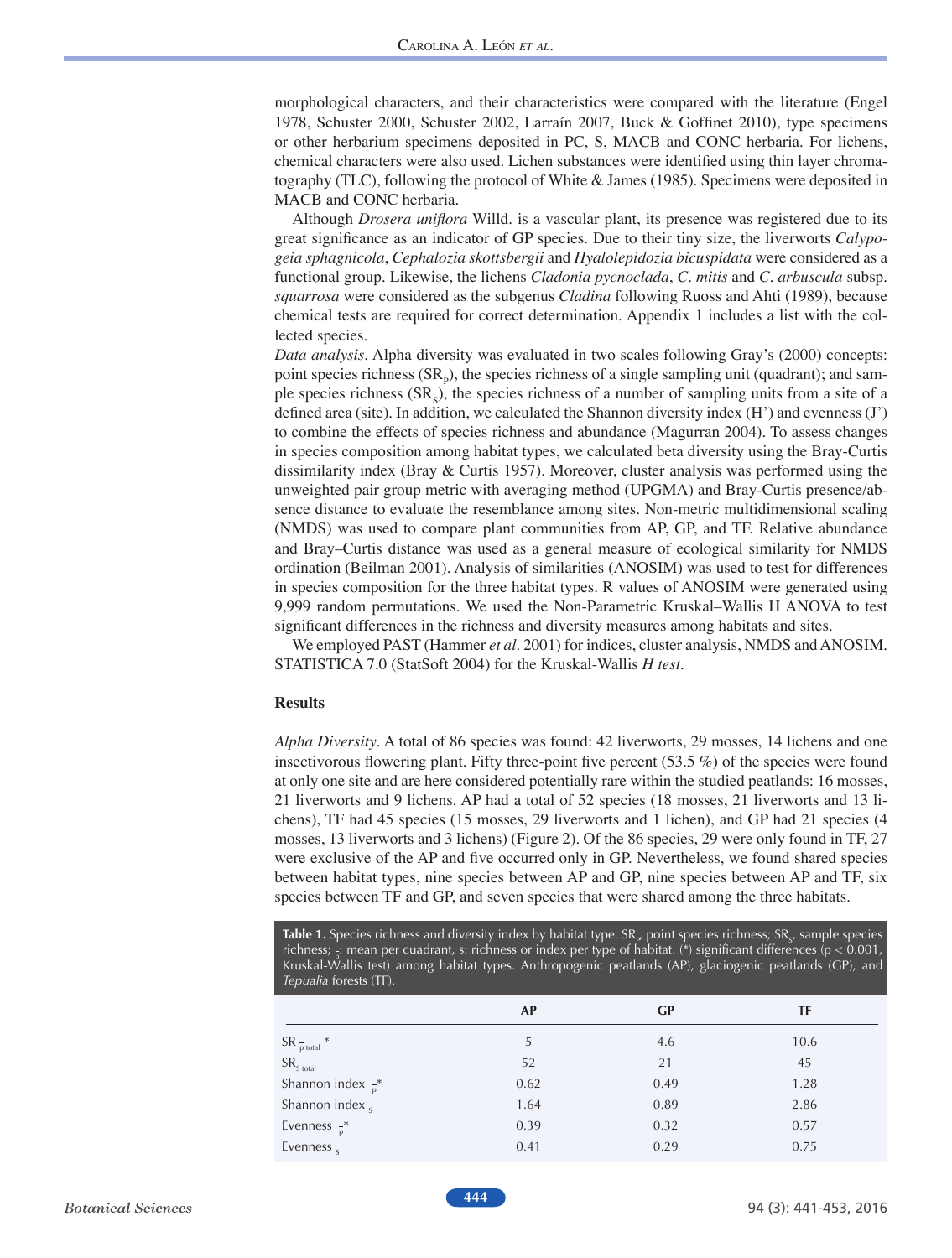morphological characters, and their characteristics were compared with the literature (Engel 1978, Schuster 2000, Schuster 2002, Larraín 2007, Buck & Goffinet 2010), type specimens or other herbarium specimens deposited in PC, S, MACB and CONC herbaria. For lichens, chemical characters were also used. Lichen substances were identified using thin layer chromatography (TLC), following the protocol of White & James (1985). Specimens were deposited in MACB and CONC herbaria.

Although *Drosera uniflora* Willd. is a vascular plant, its presence was registered due to its great significance as an indicator of GP species. Due to their tiny size, the liverworts *Calypogeia sphagnicola*, *Cephalozia skottsbergii* and *Hyalolepidozia bicuspidata* were considered as a functional group. Likewise, the lichens *Cladonia pycnoclada*, *C. mitis* and *C. arbuscula* subsp. *squarrosa* were considered as the subgenus *Cladina* following Ruoss and Ahti (1989), because chemical tests are required for correct determination. Appendix 1 includes a list with the collected species.

*Data analysis*. Alpha diversity was evaluated in two scales following Gray's (2000) concepts: point species richness ($SR_p$), the species richness of a single sampling unit (quadrant); and sample species richness ($SR_s$), the species richness of a number of sampling units from a site of a defined area (site). In addition, we calculated the Shannon diversity index (H') and evenness (J') to combine the effects of species richness and abundance (Magurran 2004). To assess changes in species composition among habitat types, we calculated beta diversity using the Bray-Curtis dissimilarity index (Bray & Curtis 1957). Moreover, cluster analysis was performed using the unweighted pair group metric with averaging method (UPGMA) and Bray-Curtis presence/absence distance to evaluate the resemblance among sites. Non-metric multidimensional scaling (NMDS) was used to compare plant communities from AP, GP, and TF. Relative abundance and Bray–Curtis distance was used as a general measure of ecological similarity for NMDS ordination (Beilman 2001). Analysis of similarities (ANOSIM) was used to test for differences in species composition for the three habitat types. R values of ANOSIM were generated using 9,999 random permutations. We used the Non-Parametric Kruskal–Wallis H ANOVA to test significant differences in the richness and diversity measures among habitats and sites.

We employed PAST (Hammer *et al*. 2001) for indices, cluster analysis, NMDS and ANOSIM. STATISTICA 7.0 (StatSoft 2004) for the Kruskal-Wallis *H test*.

## Results

*Alpha Diversity*. A total of 86 species was found: 42 liverworts, 29 mosses, 14 lichens and one insectivorous flowering plant. Fifty three-point five percent (53.5 %) of the species were found at only one site and are here considered potentially rare within the studied peatlands: 16 mosses, 21 liverworts and 9 lichens. AP had a total of 52 species (18 mosses, 21 liverworts and 13 lichens), TF had 45 species (15 mosses, 29 liverworts and 1 lichen), and GP had 21 species (4 mosses, 13 liverworts and 3 lichens) (Figure 2). Of the 86 species, 29 were only found in TF, 27 were exclusive of the AP and five occurred only in GP. Nevertheless, we found shared species between habitat types, nine species between AP and GP, nine species between AP and TF, six species between TF and GP, and seven species that were shared among the three habitats.

**Table 1.** Species richness and diversity index by habitat type. $SR_p$, point species richness; $SR_s$, sample species richness; $\bar{p}$: mean per cuadrant, s: richness or index per type of habitat. (*) significant differences ($p < 0.001$, Kruskal-Wallis test) among habitat types. Anthropogenic peatlands (AP), glaciogenic peatlands (GP), and *Tepualia* forests (TF).

| | AP | GP | TF |
|---|---|---|---|
| $SR_{\bar{p}\ total}$ * | 5 | 4.6 | 10.6 |
| $SR_{S\ total}$ | 52 | 21 | 45 |
| Shannon index $_{\bar{p}}$* | 0.62 | 0.49 | 1.28 |
| Shannon index $_s$ | 1.64 | 0.89 | 2.86 |
| Evenness $_{\bar{p}}$* | 0.39 | 0.32 | 0.57 |
| Evenness $_s$ | 0.41 | 0.29 | 0.75 |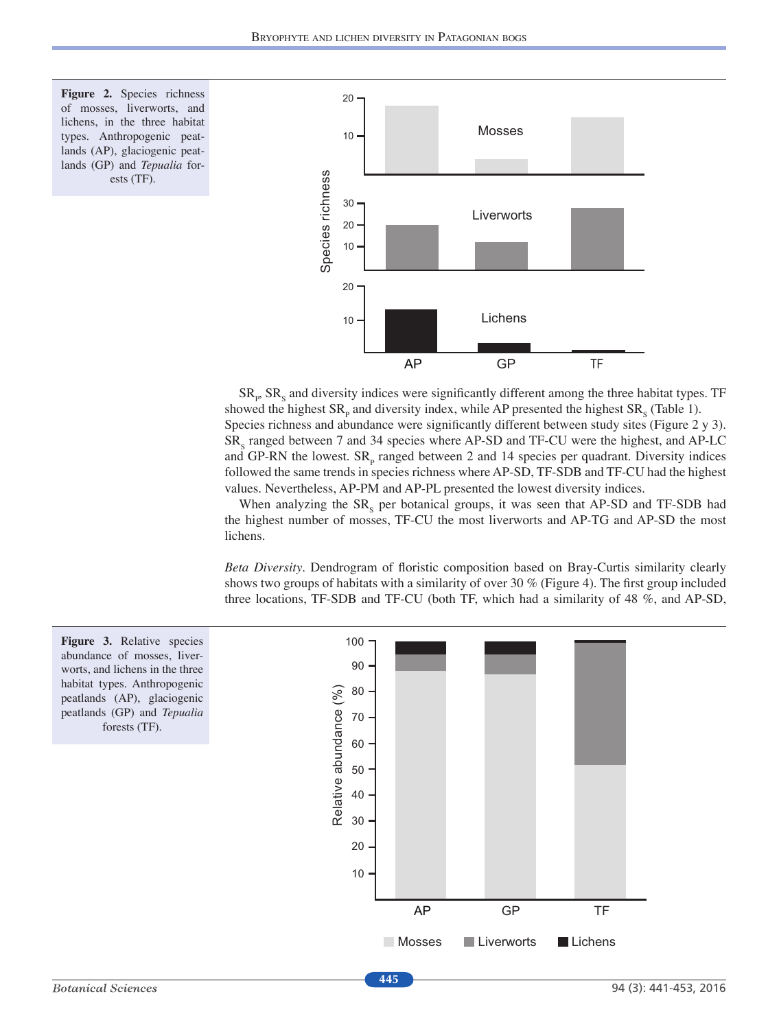**Figure 2.** Species richness of mosses, liverworts, and lichens, in the three habitat types. Anthropogenic peatlands (AP), glaciogenic peatlands (GP) and *Tepualia* forests (TF).

$SR_P$, $SR_S$ and diversity indices were significantly different among the three habitat types. TF showed the highest $SR_P$ and diversity index, while AP presented the highest $SR_S$ (Table 1). Species richness and abundance were significantly different between study sites (Figure 2 y 3). $SR_S$ ranged between 7 and 34 species where AP-SD and TF-CU were the highest, and AP-LC and GP-RN the lowest. $SR_P$ ranged between 2 and 14 species per quadrant. Diversity indices followed the same trends in species richness where AP-SD, TF-SDB and TF-CU had the highest values. Nevertheless, AP-PM and AP-PL presented the lowest diversity indices.

When analyzing the $SR_S$ per botanical groups, it was seen that AP-SD and TF-SDB had the highest number of mosses, TF-CU the most liverworts and AP-TG and AP-SD the most lichens.

*Beta Diversity*. Dendrogram of floristic composition based on Bray-Curtis similarity clearly shows two groups of habitats with a similarity of over 30 % (Figure 4). The first group included three locations, TF-SDB and TF-CU (both TF, which had a similarity of 48 %, and AP-SD,

**Figure 3.** Relative species abundance of mosses, liverworts, and lichens in the three habitat types. Anthropogenic peatlands (AP), glaciogenic peatlands (GP) and *Tepualia* forests (TF).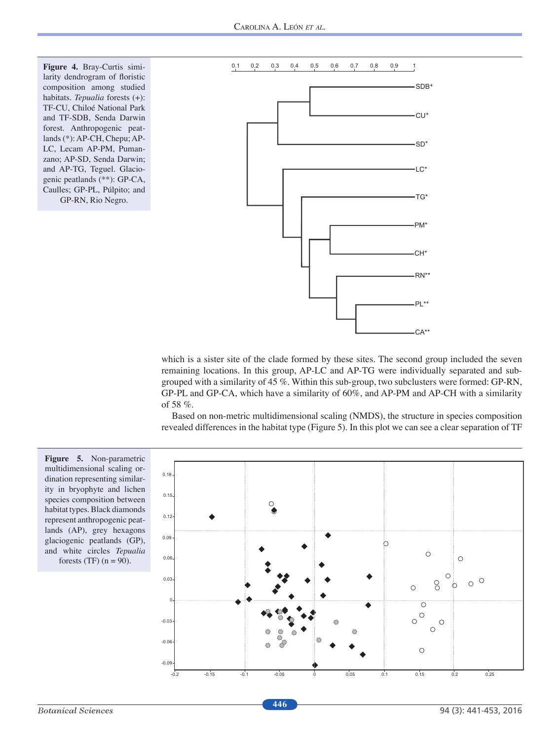**Figure 4.** Bray-Curtis similarity dendrogram of floristic composition among studied habitats. *Tepualia* forests (+): TF-CU, Chiloé National Park and TF-SDB, Senda Darwin forest. Anthropogenic peatlands (*): AP-CH, Chepu; AP-LC, Lecam AP-PM, Pumanzano; AP-SD, Senda Darwin; and AP-TG, Teguel. Glaciogenic peatlands (**): GP-CA, Caulles; GP-PL, Púlpito; and GP-RN, Rio Negro.

which is a sister site of the clade formed by these sites. The second group included the seven remaining locations. In this group, AP-LC and AP-TG were individually separated and subgrouped with a similarity of 45 %. Within this sub-group, two subclusters were formed: GP-RN, GP-PL and GP-CA, which have a similarity of 60%, and AP-PM and AP-CH with a similarity of 58 %.

Based on non-metric multidimensional scaling (NMDS), the structure in species composition revealed differences in the habitat type (Figure 5). In this plot we can see a clear separation of TF

**Figure 5.** Non-parametric multidimensional scaling ordination representing similarity in bryophyte and lichen species composition between habitat types. Black diamonds represent anthropogenic peatlands (AP), grey hexagons glaciogenic peatlands (GP), and white circles *Tepualia* forests (TF) (n = 90).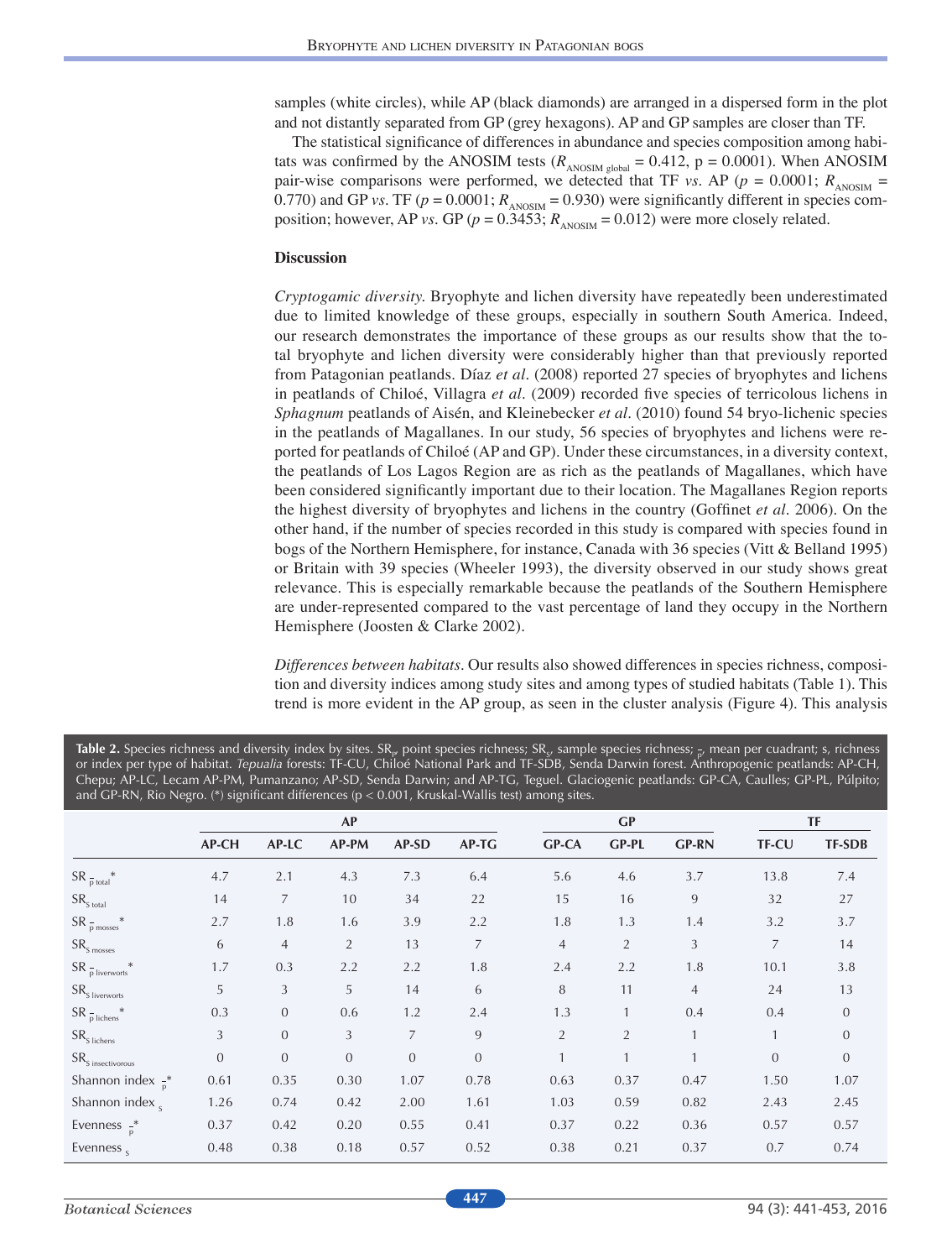samples (white circles), while AP (black diamonds) are arranged in a dispersed form in the plot and not distantly separated from GP (grey hexagons). AP and GP samples are closer than TF.

The statistical significance of differences in abundance and species composition among habitats was confirmed by the ANOSIM tests ($R_{\text{ANOSIM global}} = 0.412$, p = 0.0001). When ANOSIM pair-wise comparisons were performed, we detected that TF *vs*. AP ($p = 0.0001$; $R_{\text{ANOSIM}} = 0.770$) and GP *vs*. TF ($p = 0.0001$; $R_{\text{ANOSIM}} = 0.930$) were significantly different in species composition; however, AP *vs*. GP ($p = 0.3453$; $R_{\text{ANOSIM}} = 0.012$) were more closely related.

## Discussion

*Cryptogamic diversity*. Bryophyte and lichen diversity have repeatedly been underestimated due to limited knowledge of these groups, especially in southern South America. Indeed, our research demonstrates the importance of these groups as our results show that the total bryophyte and lichen diversity were considerably higher than that previously reported from Patagonian peatlands. Díaz *et al*. (2008) reported 27 species of bryophytes and lichens in peatlands of Chiloé, Villagra *et al*. (2009) recorded five species of terricolous lichens in *Sphagnum* peatlands of Aisén, and Kleinebecker *et al*. (2010) found 54 bryo-lichenic species in the peatlands of Magallanes. In our study, 56 species of bryophytes and lichens were reported for peatlands of Chiloé (AP and GP). Under these circumstances, in a diversity context, the peatlands of Los Lagos Region are as rich as the peatlands of Magallanes, which have been considered significantly important due to their location. The Magallanes Region reports the highest diversity of bryophytes and lichens in the country (Goffinet *et al*. 2006). On the other hand, if the number of species recorded in this study is compared with species found in bogs of the Northern Hemisphere, for instance, Canada with 36 species (Vitt & Belland 1995) or Britain with 39 species (Wheeler 1993), the diversity observed in our study shows great relevance. This is especially remarkable because the peatlands of the Southern Hemisphere are under-represented compared to the vast percentage of land they occupy in the Northern Hemisphere (Joosten & Clarke 2002).

*Differences between habitats*. Our results also showed differences in species richness, composition and diversity indices among study sites and among types of studied habitats (Table 1). This trend is more evident in the AP group, as seen in the cluster analysis (Figure 4). This analysis

**Table 2.** Species richness and diversity index by sites. $SR_p$, point species richness; $SR_s$, sample species richness; $\bar{p}$, mean per cuadrant; s, richness or index per type of habitat. *Tepualia* forests: TF-CU, Chiloé National Park and TF-SDB, Senda Darwin forest. Anthropogenic peatlands: AP-CH, Chepu; AP-LC, Lecam AP-PM, Pumanzano; AP-SD, Senda Darwin; and AP-TG, Teguel. Glaciogenic peatlands: GP-CA, Caulles; GP-PL, Púlpito; and GP-RN, Rio Negro. (*) significant differences (p < 0.001, Kruskal-Wallis test) among sites.

| | AP | | | | | GP | | | TF | |
|---|---|---|---|---|---|---|---|---|---|---|
| | AP-CH | AP-LC | AP-PM | AP-SD | AP-TG | GP-CA | GP-PL | GP-RN | TF-CU | TF-SDB |
| $SR_{\bar{p}\ \text{total}}$* | 4.7 | 2.1 | 4.3 | 7.3 | 6.4 | 5.6 | 4.6 | 3.7 | 13.8 | 7.4 |
| $SR_{S\ \text{total}}$ | 14 | 7 | 10 | 34 | 22 | 15 | 16 | 9 | 32 | 27 |
| $SR_{\bar{p}\ \text{mosses}}$* | 2.7 | 1.8 | 1.6 | 3.9 | 2.2 | 1.8 | 1.3 | 1.4 | 3.2 | 3.7 |
| $SR_{S\ \text{mosses}}$ | 6 | 4 | 2 | 13 | 7 | 4 | 2 | 3 | 7 | 14 |
| $SR_{\bar{p}\ \text{liverworts}}$* | 1.7 | 0.3 | 2.2 | 2.2 | 1.8 | 2.4 | 2.2 | 1.8 | 10.1 | 3.8 |
| $SR_{S\ \text{liverworts}}$ | 5 | 3 | 5 | 14 | 6 | 8 | 11 | 4 | 24 | 13 |
| $SR_{\bar{p}\ \text{lichens}}$* | 0.3 | 0 | 0.6 | 1.2 | 2.4 | 1.3 | 1 | 0.4 | 0.4 | 0 |
| $SR_{S\ \text{lichens}}$ | 3 | 0 | 3 | 7 | 9 | 2 | 2 | 1 | 1 | 0 |
| $SR_{S\ \text{insectivorous}}$ | 0 | 0 | 0 | 0 | 0 | 1 | 1 | 1 | 0 | 0 |
| Shannon index $_{\bar{p}}$* | 0.61 | 0.35 | 0.30 | 1.07 | 0.78 | 0.63 | 0.37 | 0.47 | 1.50 | 1.07 |
| Shannon index $_{s}$ | 1.26 | 0.74 | 0.42 | 2.00 | 1.61 | 1.03 | 0.59 | 0.82 | 2.43 | 2.45 |
| Evenness $_{\bar{p}}$* | 0.37 | 0.42 | 0.20 | 0.55 | 0.41 | 0.37 | 0.22 | 0.36 | 0.57 | 0.57 |
| Evenness $_{s}$ | 0.48 | 0.38 | 0.18 | 0.57 | 0.52 | 0.38 | 0.21 | 0.37 | 0.7 | 0.74 |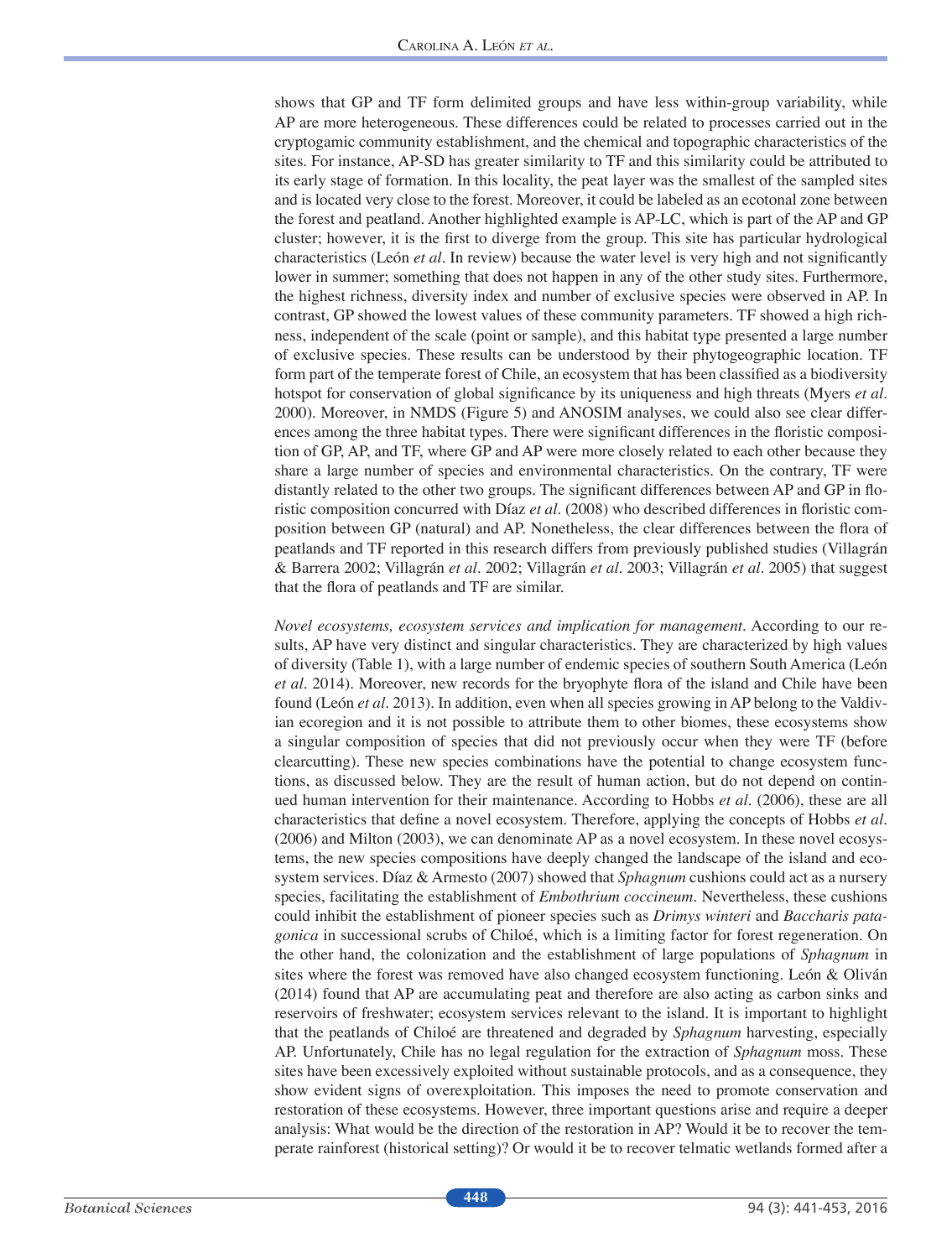shows that GP and TF form delimited groups and have less within-group variability, while AP are more heterogeneous. These differences could be related to processes carried out in the cryptogamic community establishment, and the chemical and topographic characteristics of the sites. For instance, AP-SD has greater similarity to TF and this similarity could be attributed to its early stage of formation. In this locality, the peat layer was the smallest of the sampled sites and is located very close to the forest. Moreover, it could be labeled as an ecotonal zone between the forest and peatland. Another highlighted example is AP-LC, which is part of the AP and GP cluster; however, it is the first to diverge from the group. This site has particular hydrological characteristics (León *et al*. In review) because the water level is very high and not significantly lower in summer; something that does not happen in any of the other study sites. Furthermore, the highest richness, diversity index and number of exclusive species were observed in AP. In contrast, GP showed the lowest values of these community parameters. TF showed a high richness, independent of the scale (point or sample), and this habitat type presented a large number of exclusive species. These results can be understood by their phytogeographic location. TF form part of the temperate forest of Chile, an ecosystem that has been classified as a biodiversity hotspot for conservation of global significance by its uniqueness and high threats (Myers *et al*. 2000). Moreover, in NMDS (Figure 5) and ANOSIM analyses, we could also see clear differences among the three habitat types. There were significant differences in the floristic composition of GP, AP, and TF, where GP and AP were more closely related to each other because they share a large number of species and environmental characteristics. On the contrary, TF were distantly related to the other two groups. The significant differences between AP and GP in floristic composition concurred with Díaz *et al*. (2008) who described differences in floristic composition between GP (natural) and AP. Nonetheless, the clear differences between the flora of peatlands and TF reported in this research differs from previously published studies (Villagrán & Barrera 2002; Villagrán *et al*. 2002; Villagrán *et al*. 2003; Villagrán *et al*. 2005) that suggest that the flora of peatlands and TF are similar.

*Novel ecosystems, ecosystem services and implication for management*. According to our results, AP have very distinct and singular characteristics. They are characterized by high values of diversity (Table 1), with a large number of endemic species of southern South America (León *et al*. 2014). Moreover, new records for the bryophyte flora of the island and Chile have been found (León *et al*. 2013). In addition, even when all species growing in AP belong to the Valdivian ecoregion and it is not possible to attribute them to other biomes, these ecosystems show a singular composition of species that did not previously occur when they were TF (before clearcutting). These new species combinations have the potential to change ecosystem functions, as discussed below. They are the result of human action, but do not depend on continued human intervention for their maintenance. According to Hobbs *et al*. (2006), these are all characteristics that define a novel ecosystem. Therefore, applying the concepts of Hobbs *et al*. (2006) and Milton (2003), we can denominate AP as a novel ecosystem. In these novel ecosystems, the new species compositions have deeply changed the landscape of the island and ecosystem services. Díaz & Armesto (2007) showed that *Sphagnum* cushions could act as a nursery species, facilitating the establishment of *Embothrium coccineum*. Nevertheless, these cushions could inhibit the establishment of pioneer species such as *Drimys winteri* and *Baccharis patagonica* in successional scrubs of Chiloé, which is a limiting factor for forest regeneration. On the other hand, the colonization and the establishment of large populations of *Sphagnum* in sites where the forest was removed have also changed ecosystem functioning. León & Oliván (2014) found that AP are accumulating peat and therefore are also acting as carbon sinks and reservoirs of freshwater; ecosystem services relevant to the island. It is important to highlight that the peatlands of Chiloé are threatened and degraded by *Sphagnum* harvesting, especially AP. Unfortunately, Chile has no legal regulation for the extraction of *Sphagnum* moss. These sites have been excessively exploited without sustainable protocols, and as a consequence, they show evident signs of overexploitation. This imposes the need to promote conservation and restoration of these ecosystems. However, three important questions arise and require a deeper analysis: What would be the direction of the restoration in AP? Would it be to recover the temperate rainforest (historical setting)? Or would it be to recover telmatic wetlands formed after a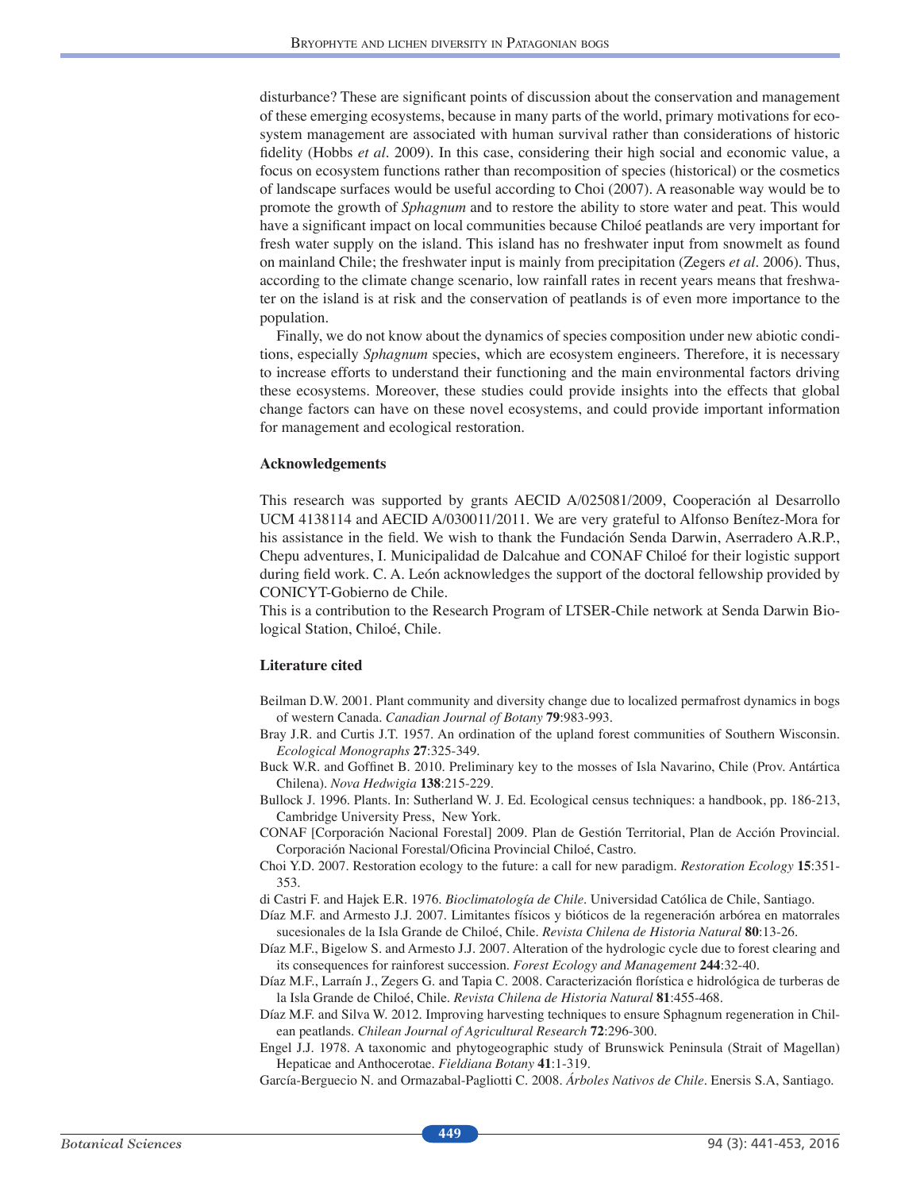disturbance? These are significant points of discussion about the conservation and management of these emerging ecosystems, because in many parts of the world, primary motivations for ecosystem management are associated with human survival rather than considerations of historic fidelity (Hobbs *et al*. 2009). In this case, considering their high social and economic value, a focus on ecosystem functions rather than recomposition of species (historical) or the cosmetics of landscape surfaces would be useful according to Choi (2007). A reasonable way would be to promote the growth of *Sphagnum* and to restore the ability to store water and peat. This would have a significant impact on local communities because Chiloé peatlands are very important for fresh water supply on the island. This island has no freshwater input from snowmelt as found on mainland Chile; the freshwater input is mainly from precipitation (Zegers *et al*. 2006). Thus, according to the climate change scenario, low rainfall rates in recent years means that freshwater on the island is at risk and the conservation of peatlands is of even more importance to the population.

Finally, we do not know about the dynamics of species composition under new abiotic conditions, especially *Sphagnum* species, which are ecosystem engineers. Therefore, it is necessary to increase efforts to understand their functioning and the main environmental factors driving these ecosystems. Moreover, these studies could provide insights into the effects that global change factors can have on these novel ecosystems, and could provide important information for management and ecological restoration.

## Acknowledgements

This research was supported by grants AECID A/025081/2009, Cooperación al Desarrollo UCM 4138114 and AECID A/030011/2011. We are very grateful to Alfonso Benítez-Mora for his assistance in the field. We wish to thank the Fundación Senda Darwin, Aserradero A.R.P., Chepu adventures, I. Municipalidad de Dalcahue and CONAF Chiloé for their logistic support during field work. C. A. León acknowledges the support of the doctoral fellowship provided by CONICYT-Gobierno de Chile.

This is a contribution to the Research Program of LTSER-Chile network at Senda Darwin Biological Station, Chiloé, Chile.

## Literature cited

Beilman D.W. 2001. Plant community and diversity change due to localized permafrost dynamics in bogs of western Canada. *Canadian Journal of Botany* **79**:983-993.

Bray J.R. and Curtis J.T. 1957. An ordination of the upland forest communities of Southern Wisconsin. *Ecological Monographs* **27**:325-349.

Buck W.R. and Goffinet B. 2010. Preliminary key to the mosses of Isla Navarino, Chile (Prov. Antártica Chilena). *Nova Hedwigia* **138**:215-229.

Bullock J. 1996. Plants. In: Sutherland W. J. Ed. Ecological census techniques: a handbook, pp. 186-213, Cambridge University Press, New York.

CONAF [Corporación Nacional Forestal] 2009. Plan de Gestión Territorial, Plan de Acción Provincial. Corporación Nacional Forestal/Oficina Provincial Chiloé, Castro.

Choi Y.D. 2007. Restoration ecology to the future: a call for new paradigm. *Restoration Ecology* **15**:351-353.

di Castri F. and Hajek E.R. 1976. *Bioclimatología de Chile*. Universidad Católica de Chile, Santiago.

Díaz M.F. and Armesto J.J. 2007. Limitantes físicos y bióticos de la regeneración arbórea en matorrales sucesionales de la Isla Grande de Chiloé, Chile. *Revista Chilena de Historia Natural* **80**:13-26.

Díaz M.F., Bigelow S. and Armesto J.J. 2007. Alteration of the hydrologic cycle due to forest clearing and its consequences for rainforest succession. *Forest Ecology and Management* **244**:32-40.

Díaz M.F., Larraín J., Zegers G. and Tapia C. 2008. Caracterización florística e hidrológica de turberas de la Isla Grande de Chiloé, Chile. *Revista Chilena de Historia Natural* **81**:455-468.

Díaz M.F. and Silva W. 2012. Improving harvesting techniques to ensure Sphagnum regeneration in Chilean peatlands. *Chilean Journal of Agricultural Research* **72**:296-300.

Engel J.J. 1978. A taxonomic and phytogeographic study of Brunswick Peninsula (Strait of Magellan) Hepaticae and Anthocerotae. *Fieldiana Botany* **41**:1-319.

García-Berguecio N. and Ormazabal-Pagliotti C. 2008. *Árboles Nativos de Chile*. Enersis S.A, Santiago.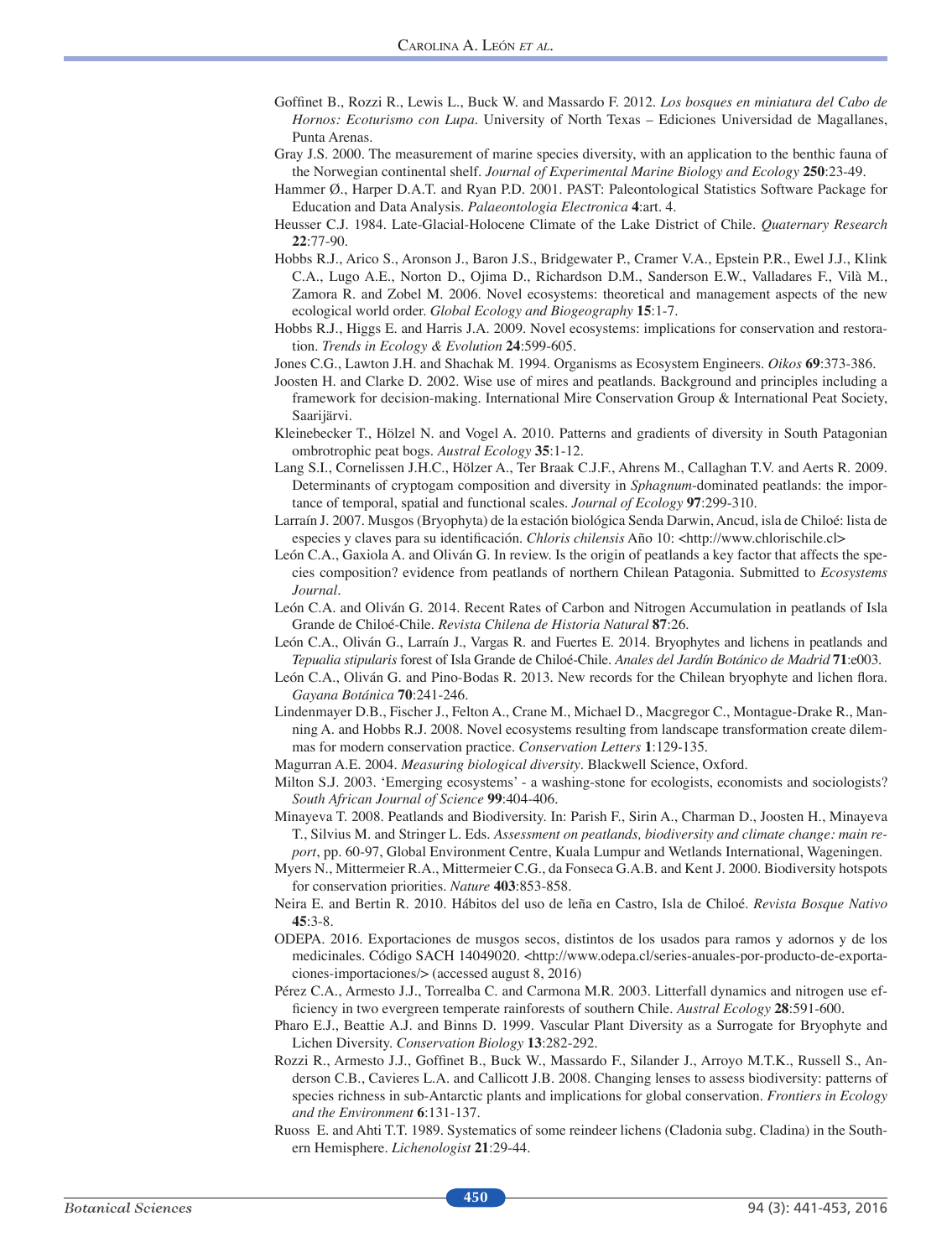Goffinet B., Rozzi R., Lewis L., Buck W. and Massardo F. 2012. *Los bosques en miniatura del Cabo de Hornos: Ecoturismo con Lupa*. University of North Texas – Ediciones Universidad de Magallanes, Punta Arenas.

Gray J.S. 2000. The measurement of marine species diversity, with an application to the benthic fauna of the Norwegian continental shelf. *Journal of Experimental Marine Biology and Ecology* **250**:23-49.

Hammer Ø., Harper D.A.T. and Ryan P.D. 2001. PAST: Paleontological Statistics Software Package for Education and Data Analysis. *Palaeontologia Electronica* **4**:art. 4.

Heusser C.J. 1984. Late-Glacial-Holocene Climate of the Lake District of Chile. *Quaternary Research* **22**:77-90.

Hobbs R.J., Arico S., Aronson J., Baron J.S., Bridgewater P., Cramer V.A., Epstein P.R., Ewel J.J., Klink C.A., Lugo A.E., Norton D., Ojima D., Richardson D.M., Sanderson E.W., Valladares F., Vilà M., Zamora R. and Zobel M. 2006. Novel ecosystems: theoretical and management aspects of the new ecological world order. *Global Ecology and Biogeography* **15**:1-7.

Hobbs R.J., Higgs E. and Harris J.A. 2009. Novel ecosystems: implications for conservation and restoration. *Trends in Ecology & Evolution* **24**:599-605.

Jones C.G., Lawton J.H. and Shachak M. 1994. Organisms as Ecosystem Engineers. *Oikos* **69**:373-386.

Joosten H. and Clarke D. 2002. Wise use of mires and peatlands. Background and principles including a framework for decision-making. International Mire Conservation Group & International Peat Society, Saarijärvi.

Kleinebecker T., Hölzel N. and Vogel A. 2010. Patterns and gradients of diversity in South Patagonian ombrotrophic peat bogs. *Austral Ecology* **35**:1-12.

Lang S.I., Cornelissen J.H.C., Hölzer A., Ter Braak C.J.F., Ahrens M., Callaghan T.V. and Aerts R. 2009. Determinants of cryptogam composition and diversity in *Sphagnum*-dominated peatlands: the importance of temporal, spatial and functional scales. *Journal of Ecology* **97**:299-310.

Larraín J. 2007. Musgos (Bryophyta) de la estación biológica Senda Darwin, Ancud, isla de Chiloé: lista de especies y claves para su identificación. *Chloris chilensis* Año 10: <http://www.chlorischile.cl>

León C.A., Gaxiola A. and Oliván G. In review. Is the origin of peatlands a key factor that affects the species composition? evidence from peatlands of northern Chilean Patagonia. Submitted to *Ecosystems Journal*.

León C.A. and Oliván G. 2014. Recent Rates of Carbon and Nitrogen Accumulation in peatlands of Isla Grande de Chiloé-Chile. *Revista Chilena de Historia Natural* **87**:26.

León C.A., Oliván G., Larraín J., Vargas R. and Fuertes E. 2014. Bryophytes and lichens in peatlands and *Tepualia stipularis* forest of Isla Grande de Chiloé-Chile. *Anales del Jardín Botánico de Madrid* **71**:e003.

León C.A., Oliván G. and Pino-Bodas R. 2013. New records for the Chilean bryophyte and lichen flora. *Gayana Botánica* **70**:241-246.

Lindenmayer D.B., Fischer J., Felton A., Crane M., Michael D., Macgregor C., Montague-Drake R., Manning A. and Hobbs R.J. 2008. Novel ecosystems resulting from landscape transformation create dilemmas for modern conservation practice. *Conservation Letters* **1**:129-135.

Magurran A.E. 2004. *Measuring biological diversity*. Blackwell Science, Oxford.

Milton S.J. 2003. 'Emerging ecosystems' - a washing-stone for ecologists, economists and sociologists? *South African Journal of Science* **99**:404-406.

Minayeva T. 2008. Peatlands and Biodiversity. In: Parish F., Sirin A., Charman D., Joosten H., Minayeva T., Silvius M. and Stringer L. Eds. *Assessment on peatlands, biodiversity and climate change: main report*, pp. 60-97, Global Environment Centre, Kuala Lumpur and Wetlands International, Wageningen.

Myers N., Mittermeier R.A., Mittermeier C.G., da Fonseca G.A.B. and Kent J. 2000. Biodiversity hotspots for conservation priorities. *Nature* **403**:853-858.

Neira E. and Bertin R. 2010. Hábitos del uso de leña en Castro, Isla de Chiloé. *Revista Bosque Nativo* **45**:3-8.

ODEPA. 2016. Exportaciones de musgos secos, distintos de los usados para ramos y adornos y de los medicinales. Código SACH 14049020. <http://www.odepa.cl/series-anuales-por-producto-de-exportaciones-importaciones/> (accessed august 8, 2016)

Pérez C.A., Armesto J.J., Torrealba C. and Carmona M.R. 2003. Litterfall dynamics and nitrogen use efficiency in two evergreen temperate rainforests of southern Chile. *Austral Ecology* **28**:591-600.

Pharo E.J., Beattie A.J. and Binns D. 1999. Vascular Plant Diversity as a Surrogate for Bryophyte and Lichen Diversity. *Conservation Biology* **13**:282-292.

Rozzi R., Armesto J.J., Goffinet B., Buck W., Massardo F., Silander J., Arroyo M.T.K., Russell S., Anderson C.B., Cavieres L.A. and Callicott J.B. 2008. Changing lenses to assess biodiversity: patterns of species richness in sub-Antarctic plants and implications for global conservation. *Frontiers in Ecology and the Environment* **6**:131-137.

Ruoss E. and Ahti T.T. 1989. Systematics of some reindeer lichens (Cladonia subg. Cladina) in the Southern Hemisphere. *Lichenologist* **21**:29-44.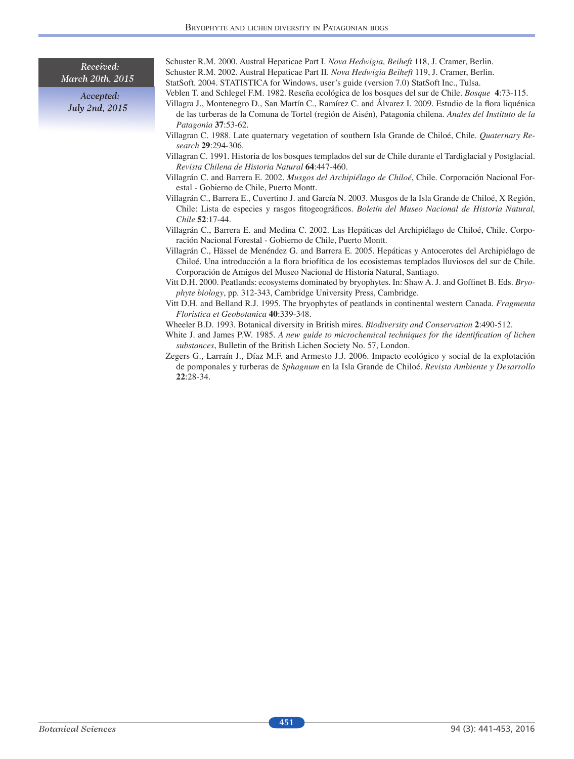Received:
March 20th, 2015

Accepted:
July 2nd, 2015

Schuster R.M. 2000. Austral Hepaticae Part I. *Nova Hedwigia, Beiheft* 118, J. Cramer, Berlin.

Schuster R.M. 2002. Austral Hepaticae Part II. *Nova Hedwigia Beiheft* 119, J. Cramer, Berlin.

StatSoft. 2004. STATISTICA for Windows, user's guide (version 7.0) StatSoft Inc., Tulsa.

Veblen T. and Schlegel F.M. 1982. Reseña ecológica de los bosques del sur de Chile. *Bosque* **4**:73-115.

Villagra J., Montenegro D., San Martín C., Ramírez C. and Álvarez I. 2009. Estudio de la flora liquénica de las turberas de la Comuna de Tortel (región de Aisén), Patagonia chilena. *Anales del Instituto de la Patagonia* **37**:53-62.

Villagran C. 1988. Late quaternary vegetation of southern Isla Grande de Chiloé, Chile. *Quaternary Research* **29**:294-306.

Villagran C. 1991. Historia de los bosques templados del sur de Chile durante el Tardiglacial y Postglacial. *Revista Chilena de Historia Natural* **64**:447-460.

Villagrán C. and Barrera E. 2002. *Musgos del Archipiélago de Chiloé*, Chile. Corporación Nacional Forestal - Gobierno de Chile, Puerto Montt.

Villagrán C., Barrera E., Cuvertino J. and García N. 2003. Musgos de la Isla Grande de Chiloé, X Región, Chile: Lista de especies y rasgos fitogeográficos. *Boletín del Museo Nacional de Historia Natural, Chile* **52**:17-44.

Villagrán C., Barrera E. and Medina C. 2002. Las Hepáticas del Archipiélago de Chiloé, Chile. Corporación Nacional Forestal - Gobierno de Chile, Puerto Montt.

Villagrán C., Hässel de Menéndez G. and Barrera E. 2005. Hepáticas y Antocerotes del Archipiélago de Chiloé. Una introducción a la flora briofítica de los ecosistemas templados lluviosos del sur de Chile. Corporación de Amigos del Museo Nacional de Historia Natural, Santiago.

Vitt D.H. 2000. Peatlands: ecosystems dominated by bryophytes. In: Shaw A. J. and Goffinet B. Eds. *Bryophyte biology*, pp. 312-343, Cambridge University Press, Cambridge.

Vitt D.H. and Belland R.J. 1995. The bryophytes of peatlands in continental western Canada. *Fragmenta Floristica et Geobotanica* **40**:339-348.

Wheeler B.D. 1993. Botanical diversity in British mires. *Biodiversity and Conservation* **2**:490-512.

White J. and James P.W. 1985. *A new guide to microchemical techniques for the identification of lichen substances*, Bulletin of the British Lichen Society No. 57, London.

Zegers G., Larraín J., Díaz M.F. and Armesto J.J. 2006. Impacto ecológico y social de la explotación de pomponales y turberas de *Sphagnum* en la Isla Grande de Chiloé. *Revista Ambiente y Desarrollo* **22**:28-34.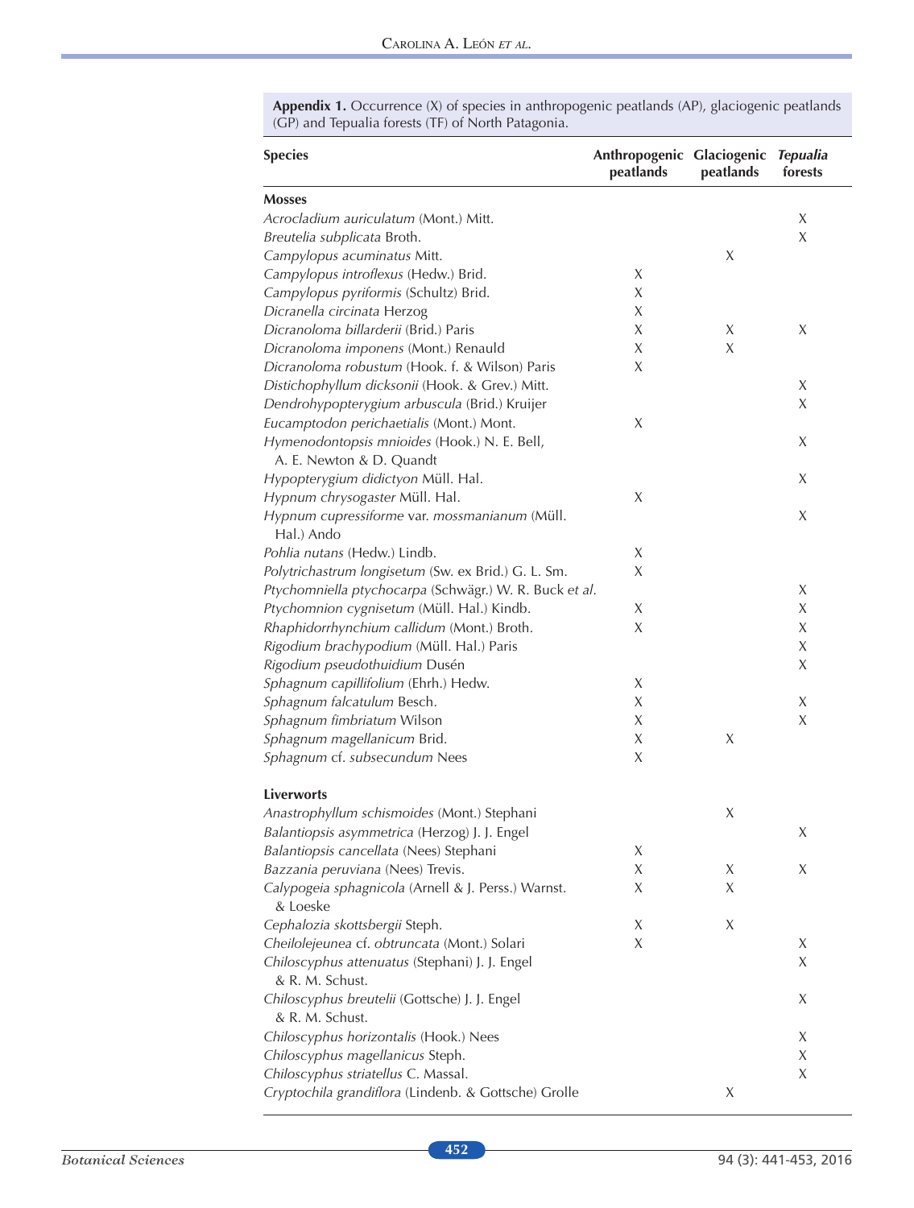**Appendix 1.** Occurrence (X) of species in anthropogenic peatlands (AP), glaciogenic peatlands (GP) and Tepualia forests (TF) of North Patagonia.

| Species | Anthropogenic peatlands | Glaciogenic peatlands | *Tepualia* forests |
|---|---|---|---|
| **Mosses** | | | |
| *Acrocladium auriculatum* (Mont.) Mitt. | | | X |
| *Breutelia subplicata* Broth. | | | X |
| *Campylopus acuminatus* Mitt. | | X | |
| *Campylopus introflexus* (Hedw.) Brid. | X | | |
| *Campylopus pyriformis* (Schultz) Brid. | X | | |
| *Dicranella circinata* Herzog | X | | |
| *Dicranoloma billarderii* (Brid.) Paris | X | X | X |
| *Dicranoloma imponens* (Mont.) Renauld | X | X | |
| *Dicranoloma robustum* (Hook. f. & Wilson) Paris | X | | |
| *Distichophyllum dicksonii* (Hook. & Grev.) Mitt. | | | X |
| *Dendrohypopterygium arbuscula* (Brid.) Kruijer | | | X |
| *Eucamptodon perichaetialis* (Mont.) Mont. | X | | |
| *Hymenodontopsis mnioides* (Hook.) N. E. Bell, A. E. Newton & D. Quandt | | | X |
| *Hypopterygium didictyon* Müll. Hal. | | | X |
| *Hypnum chrysogaster* Müll. Hal. | X | | |
| *Hypnum cupressiforme* var. *mossmanianum* (Müll. Hal.) Ando | | | X |
| *Pohlia nutans* (Hedw.) Lindb. | X | | |
| *Polytrichastrum longisetum* (Sw. ex Brid.) G. L. Sm. | X | | |
| *Ptychomniella ptychocarpa* (Schwägr.) W. R. Buck *et al.* | | | X |
| *Ptychomnion cygnisetum* (Müll. Hal.) Kindb. | X | | X |
| *Rhaphidorrhynchium callidum* (Mont.) Broth. | X | | X |
| *Rigodium brachypodium* (Müll. Hal.) Paris | | | X |
| *Rigodium pseudothuidium* Dusén | | | X |
| *Sphagnum capillifolium* (Ehrh.) Hedw. | X | | |
| *Sphagnum falcatulum* Besch. | X | | X |
| *Sphagnum fimbriatum* Wilson | X | | X |
| *Sphagnum magellanicum* Brid. | X | X | |
| *Sphagnum* cf. *subsecundum* Nees | X | | |
| **Liverworts** | | | |
| *Anastrophyllum schismoides* (Mont.) Stephani | | X | |
| *Balantiopsis asymmetrica* (Herzog) J. J. Engel | | | X |
| *Balantiopsis cancellata* (Nees) Stephani | X | | |
| *Bazzania peruviana* (Nees) Trevis. | X | X | X |
| *Calypogeia sphagnicola* (Arnell & J. Perss.) Warnst. & Loeske | X | X | |
| *Cephalozia skottsbergii* Steph. | X | X | |
| *Cheilolejeunea* cf. *obtruncata* (Mont.) Solari | X | | X |
| *Chiloscyphus attenuatus* (Stephani) J. J. Engel & R. M. Schust. | | | X |
| *Chiloscyphus breutelii* (Gottsche) J. J. Engel & R. M. Schust. | | | X |
| *Chiloscyphus horizontalis* (Hook.) Nees | | | X |
| *Chiloscyphus magellanicus* Steph. | | | X |
| *Chiloscyphus striatellus* C. Massal. | | | X |
| *Cryptochila grandiflora* (Lindenb. & Gottsche) Grolle | | X | |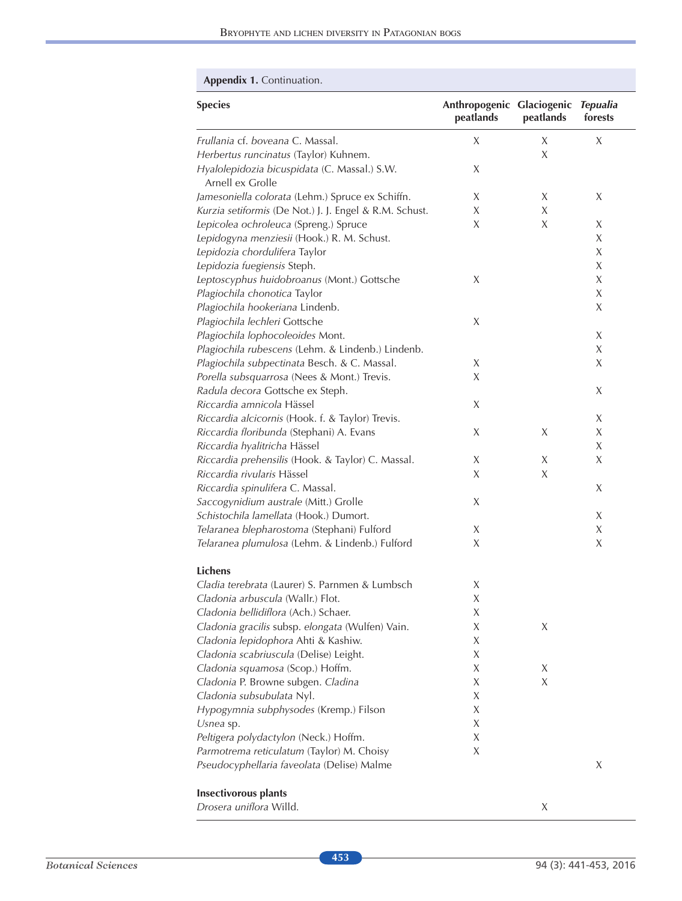**Appendix 1.** Continuation.

| Species | Anthropogenic peatlands | Glaciogenic peatlands | *Tepualia* forests |
|---|---|---|---|
| *Frullania* cf. *boveana* C. Massal. | X | X | X |
| *Herbertus runcinatus* (Taylor) Kuhnem. | | X | |
| *Hyalolepidozia bicuspidata* (C. Massal.) S.W. Arnell ex Grolle | X | | |
| *Jamesoniella colorata* (Lehm.) Spruce ex Schiffn. | X | X | X |
| *Kurzia setiformis* (De Not.) J. J. Engel & R.M. Schust. | X | X | |
| *Lepicolea ochroleuca* (Spreng.) Spruce | X | X | X |
| *Lepidogyna menziesii* (Hook.) R. M. Schust. | | | X |
| *Lepidozia chordulifera* Taylor | | | X |
| *Lepidozia fuegiensis* Steph. | | | X |
| *Leptoscyphus huidobroanus* (Mont.) Gottsche | X | | X |
| *Plagiochila chonotica* Taylor | | | X |
| *Plagiochila hookeriana* Lindenb. | | | X |
| *Plagiochila lechleri* Gottsche | X | | |
| *Plagiochila lophocoleoides* Mont. | | | X |
| *Plagiochila rubescens* (Lehm. & Lindenb.) Lindenb. | | | X |
| *Plagiochila subpectinata* Besch. & C. Massal. | X | | X |
| *Porella subsquarrosa* (Nees & Mont.) Trevis. | X | | |
| *Radula decora* Gottsche ex Steph. | | | X |
| *Riccardia amnicola* Hässel | X | | |
| *Riccardia alcicornis* (Hook. f. & Taylor) Trevis. | | | X |
| *Riccardia floribunda* (Stephani) A. Evans | X | X | X |
| *Riccardia hyalitricha* Hässel | | | X |
| *Riccardia prehensilis* (Hook. & Taylor) C. Massal. | X | X | X |
| *Riccardia rivularis* Hässel | X | X | |
| *Riccardia spinulifera* C. Massal. | | | X |
| *Saccogynidium australe* (Mitt.) Grolle | X | | |
| *Schistochila lamellata* (Hook.) Dumort. | | | X |
| *Telaranea blepharostoma* (Stephani) Fulford | X | | X |
| *Telaranea plumulosa* (Lehm. & Lindenb.) Fulford | X | | X |
| **Lichens** | | | |
| *Cladia terebrata* (Laurer) S. Parnmen & Lumbsch | X | | |
| *Cladonia arbuscula* (Wallr.) Flot. | X | | |
| *Cladonia bellidiflora* (Ach.) Schaer. | X | | |
| *Cladonia gracilis* subsp. *elongata* (Wulfen) Vain. | X | X | |
| *Cladonia lepidophora* Ahti & Kashiw. | X | | |
| *Cladonia scabriuscula* (Delise) Leight. | X | | |
| *Cladonia squamosa* (Scop.) Hoffm. | X | X | |
| *Cladonia* P. Browne subgen. *Cladina* | X | X | |
| *Cladonia subsubulata* Nyl. | X | | |
| *Hypogymnia subphysodes* (Kremp.) Filson | X | | |
| *Usnea* sp. | X | | |
| *Peltigera polydactylon* (Neck.) Hoffm. | X | | |
| *Parmotrema reticulatum* (Taylor) M. Choisy | X | | |
| *Pseudocyphellaria faveolata* (Delise) Malme | | | X |
| **Insectivorous plants** | | | |
| *Drosera uniflora* Willd. | | X | |